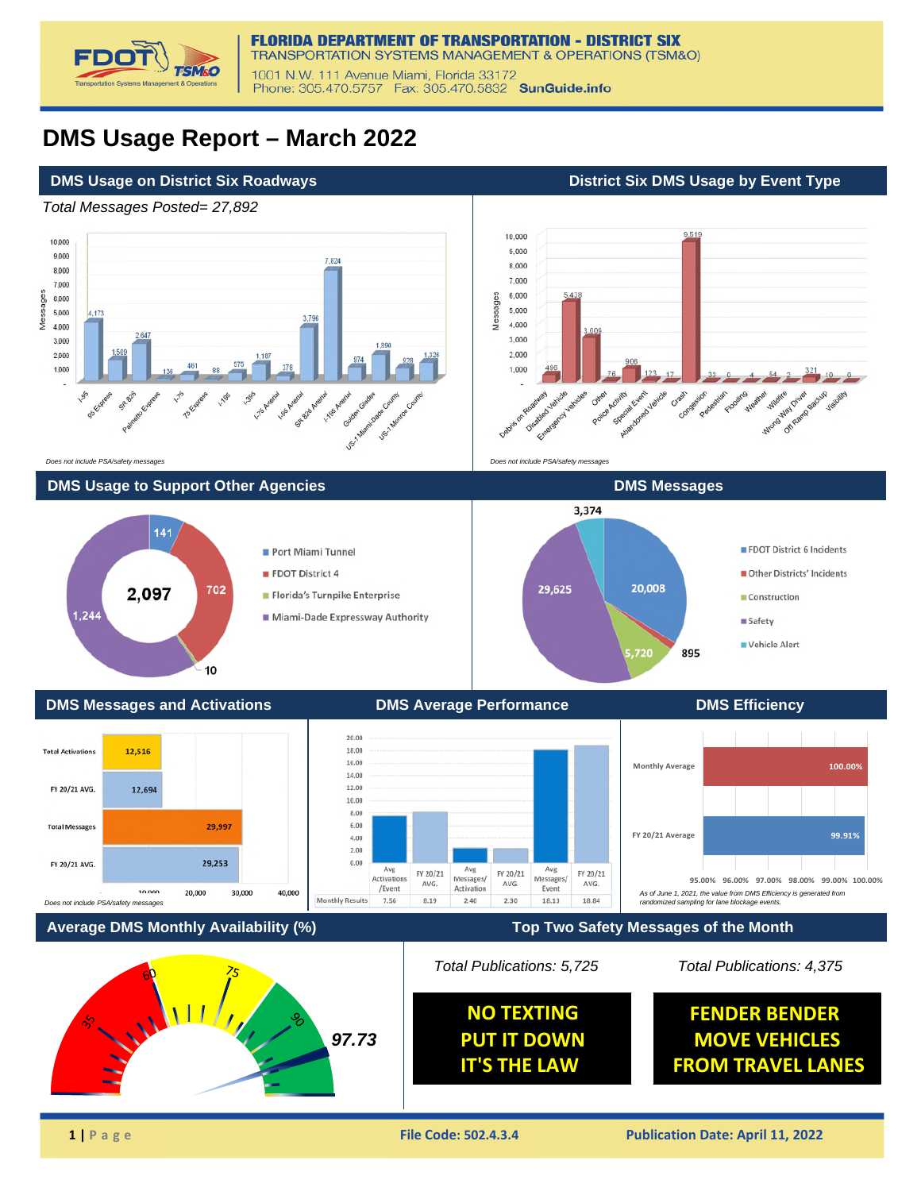# FLORIDA DEPARTMENT OF TRANSPORTATION - DISTRICT SIX

TRANSPORTATION SYSTEMS MANAGEMENT & OPERATIONS (TSM&O)

1001 N.W. 111 Avenue Miami, Florida 33172
Phone: 305.470.5757 Fax: 305.470.5832 **SunGuide.info**

# DMS Usage Report – March 2022

## DMS Usage on District Six Roadways

*Total Messages Posted= 27,892*

| Roadway | Messages |
|---|---|
| I-95 | 4,173 |
| 95 Express | 1,509 |
| SR 826 | 2,647 |
| Palmetto Express | 136 |
| I-75 | 461 |
| 75 Express | 88 |
| I-195 | 575 |
| I-395 | 1,187 |
| I-75 Arterial | 378 |
| I-95 Arterial | 3,796 |
| SR 826 Arterial | 7,824 |
| I-195 Arterial | 974 |
| Golden Glades | 1,890 |
| US-1 Miami-Dade County | 928 |
| US-1 Monroe County | 1,326 |

*Does not include PSA/safety messages*

## District Six DMS Usage by Event Type

| Event Type | Messages |
|---|---|
| Debris on Roadway | 496 |
| Disabled Vehicle | 5,438 |
| Emergency Vehicles | 3,009 |
| Other | 76 |
| Police Activity | 906 |
| Special Event | 123 |
| Abandoned Vehicle | 17 |
| Crash | 9,519 |
| Congestion | 33 |
| Pedestrian | 0 |
| Flooding | 4 |
| Weather | 54 |
| Wildfire | 2 |
| Wrong Way Driver | 321 |
| Off Ramp Backup | 10 |
| Visibility | 0 |

*Does not include PSA/safety messages*

## DMS Usage to Support Other Agencies

Total: 2,097

| Agency | Messages |
|---|---|
| Port Miami Tunnel | 141 |
| FDOT District 4 | 702 |
| Florida's Turnpike Enterprise | 10 |
| Miami-Dade Expressway Authority | 1,244 |

## DMS Messages

| Category | Messages |
|---|---|
| FDOT District 6 Incidents | 20,008 |
| Other Districts' Incidents | 895 |
| Construction | 5,720 |
| Safety | 29,625 |
| Vehicle Alert | 3,374 |

## DMS Messages and Activations

| | Value |
|---|---|
| Total Activations | 12,516 |
| FY 20/21 AVG. | 12,694 |
| Total Messages | 29,997 |
| FY 20/21 AVG. | 29,253 |

*Does not include PSA/safety messages*

## DMS Average Performance

| | Avg Activations/Event | FY 20/21 AVG. | Avg Messages/Activation | FY 20/21 AVG. | Avg Messages/Event | FY 20/21 AVG. |
|---|---|---|---|---|---|---|
| Monthly Results | 7.56 | 8.19 | 2.40 | 2.30 | 18.13 | 18.84 |

## DMS Efficiency

| | Efficiency |
|---|---|
| Monthly Average | 100.00% |
| FY 20/21 Average | 99.91% |

*As of June 1, 2021, the value from DMS Efficiency is generated from randomized sampling for lane blockage events.*

## Average DMS Monthly Availability (%)

97.73

## Top Two Safety Messages of the Month

*Total Publications: 5,725*

**NO TEXTING
PUT IT DOWN
IT'S THE LAW**

*Total Publications: 4,375*

**FENDER BENDER
MOVE VEHICLES
FROM TRAVEL LANES**

File Code: 502.4.3.4 | Publication Date: April 11, 2022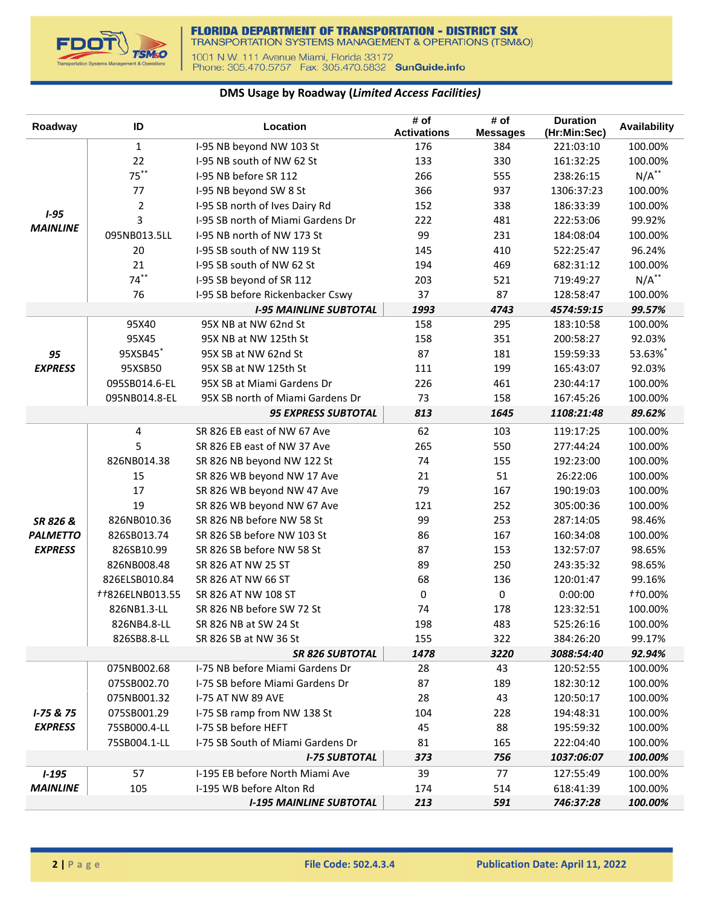**FLORIDA DEPARTMENT OF TRANSPORTATION - DISTRICT SIX**
TRANSPORTATION SYSTEMS MANAGEMENT & OPERATIONS (TSM&O)
1001 N.W. 111 Avenue Miami, Florida 33172
Phone: 305.470.5757 Fax: 305.470.5832 SunGuide.info

## DMS Usage by Roadway (*Limited Access Facilities*)

| Roadway | ID | Location | # of Activations | # of Messages | Duration (Hr:Min:Sec) | Availability |
|---|---|---|---|---|---|---|
| ***I-95 MAINLINE*** | 1 | I-95 NB beyond NW 103 St | 176 | 384 | 221:03:10 | 100.00% |
| | 22 | I-95 NB south of NW 62 St | 133 | 330 | 161:32:25 | 100.00% |
| | 75** | I-95 NB before SR 112 | 266 | 555 | 238:26:15 | N/A** |
| | 77 | I-95 NB beyond SW 8 St | 366 | 937 | 1306:37:23 | 100.00% |
| | 2 | I-95 SB north of Ives Dairy Rd | 152 | 338 | 186:33:39 | 100.00% |
| | 3 | I-95 SB north of Miami Gardens Dr | 222 | 481 | 222:53:06 | 99.92% |
| | 095NB013.5LL | I-95 NB north of NW 173 St | 99 | 231 | 184:08:04 | 100.00% |
| | 20 | I-95 SB south of NW 119 St | 145 | 410 | 522:25:47 | 96.24% |
| | 21 | I-95 SB south of NW 62 St | 194 | 469 | 682:31:12 | 100.00% |
| | 74** | I-95 SB beyond of SR 112 | 203 | 521 | 719:49:27 | N/A** |
| | 76 | I-95 SB before Rickenbacker Cswy | 37 | 87 | 128:58:47 | 100.00% |
| | | ***I-95 MAINLINE SUBTOTAL*** | ***1993*** | ***4743*** | ***4574:59:15*** | ***99.57%*** |
| ***95 EXPRESS*** | 95X40 | 95X NB at NW 62nd St | 158 | 295 | 183:10:58 | 100.00% |
| | 95X45 | 95X NB at NW 125th St | 158 | 351 | 200:58:27 | 92.03% |
| | 95XSB45* | 95X SB at NW 62nd St | 87 | 181 | 159:59:33 | 53.63%* |
| | 95XSB50 | 95X SB at NW 125th St | 111 | 199 | 165:43:07 | 92.03% |
| | 095SB014.6-EL | 95X SB at Miami Gardens Dr | 226 | 461 | 230:44:17 | 100.00% |
| | 095NB014.8-EL | 95X SB north of Miami Gardens Dr | 73 | 158 | 167:45:26 | 100.00% |
| | | ***95 EXPRESS SUBTOTAL*** | ***813*** | ***1645*** | ***1108:21:48*** | ***89.62%*** |
| ***SR 826 & PALMETTO EXPRESS*** | 4 | SR 826 EB east of NW 67 Ave | 62 | 103 | 119:17:25 | 100.00% |
| | 5 | SR 826 EB east of NW 37 Ave | 265 | 550 | 277:44:24 | 100.00% |
| | 826NB014.38 | SR 826 NB beyond NW 122 St | 74 | 155 | 192:23:00 | 100.00% |
| | 15 | SR 826 WB beyond NW 17 Ave | 21 | 51 | 26:22:06 | 100.00% |
| | 17 | SR 826 WB beyond NW 47 Ave | 79 | 167 | 190:19:03 | 100.00% |
| | 19 | SR 826 WB beyond NW 67 Ave | 121 | 252 | 305:00:36 | 100.00% |
| | 826NB010.36 | SR 826 NB before NW 58 St | 99 | 253 | 287:14:05 | 98.46% |
| | 826SB013.74 | SR 826 SB before NW 103 St | 86 | 167 | 160:34:08 | 100.00% |
| | 826SB10.99 | SR 826 SB before NW 58 St | 87 | 153 | 132:57:07 | 98.65% |
| | 826NB008.48 | SR 826 AT NW 25 ST | 89 | 250 | 243:35:32 | 98.65% |
| | 826ELSB010.84 | SR 826 AT NW 66 ST | 68 | 136 | 120:01:47 | 99.16% |
| | ††826ELNB013.55 | SR 826 AT NW 108 ST | 0 | 0 | 0:00:00 | ††0.00% |
| | 826NB1.3-LL | SR 826 NB before SW 72 St | 74 | 178 | 123:32:51 | 100.00% |
| | 826NB4.8-LL | SR 826 NB at SW 24 St | 198 | 483 | 525:26:16 | 100.00% |
| | 826SB8.8-LL | SR 826 SB at NW 36 St | 155 | 322 | 384:26:20 | 99.17% |
| | | ***SR 826 SUBTOTAL*** | ***1478*** | ***3220*** | ***3088:54:40*** | ***92.94%*** |
| ***I-75 & 75 EXPRESS*** | 075NB002.68 | I-75 NB before Miami Gardens Dr | 28 | 43 | 120:52:55 | 100.00% |
| | 075SB002.70 | I-75 SB before Miami Gardens Dr | 87 | 189 | 182:30:12 | 100.00% |
| | 075NB001.32 | I-75 AT NW 89 AVE | 28 | 43 | 120:50:17 | 100.00% |
| | 075SB001.29 | I-75 SB ramp from NW 138 St | 104 | 228 | 194:48:31 | 100.00% |
| | 75SB000.4-LL | I-75 SB before HEFT | 45 | 88 | 195:59:32 | 100.00% |
| | 75SB004.1-LL | I-75 SB South of Miami Gardens Dr | 81 | 165 | 222:04:40 | 100.00% |
| | | ***I-75 SUBTOTAL*** | ***373*** | ***756*** | ***1037:06:07*** | ***100.00%*** |
| ***I-195 MAINLINE*** | 57 | I-195 EB before North Miami Ave | 39 | 77 | 127:55:49 | 100.00% |
| | 105 | I-195 WB before Alton Rd | 174 | 514 | 618:41:39 | 100.00% |
| | | ***I-195 MAINLINE SUBTOTAL*** | ***213*** | ***591*** | ***746:37:28*** | ***100.00%*** |

File Code: 502.4.3.4 Publication Date: April 11, 2022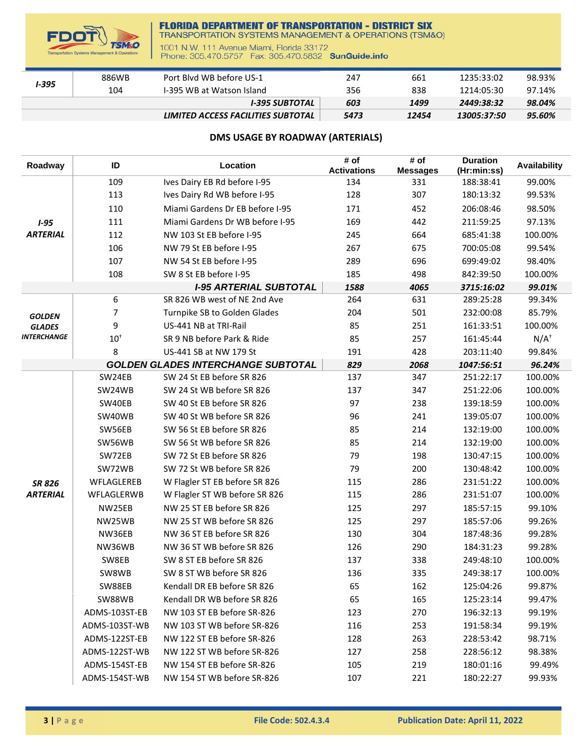| | | | | | | |
|---|---|---|---|---|---|---|
| *I-395* | 886WB | Port Blvd WB before US-1 | 247 | 661 | 1235:33:02 | 98.93% |
| | 104 | I-395 WB at Watson Island | 356 | 838 | 1214:05:30 | 97.14% |
| | | ***I-395 SUBTOTAL*** | ***603*** | ***1499*** | ***2449:38:32*** | ***98.04%*** |
| | | ***LIMITED ACCESS FACILITIES SUBTOTAL*** | ***5473*** | ***12454*** | ***13005:37:50*** | ***95.60%*** |

## DMS USAGE BY ROADWAY (ARTERIALS)

| Roadway | ID | Location | # of Activations | # of Messages | Duration (Hr:min:ss) | Availability |
|---|---|---|---|---|---|---|
| ***I-95 ARTERIAL*** | 109 | Ives Dairy EB Rd before I-95 | 134 | 331 | 188:38:41 | 99.00% |
| | 113 | Ives Dairy Rd WB before I-95 | 128 | 307 | 180:13:32 | 99.53% |
| | 110 | Miami Gardens Dr EB before I-95 | 171 | 452 | 206:08:46 | 98.50% |
| | 111 | Miami Gardens Dr WB before I-95 | 169 | 442 | 211:59:25 | 97.13% |
| | 112 | NW 103 St EB before I-95 | 245 | 664 | 685:41:38 | 100.00% |
| | 106 | NW 79 St EB before I-95 | 267 | 675 | 700:05:08 | 99.54% |
| | 107 | NW 54 St EB before I-95 | 289 | 696 | 699:49:02 | 98.40% |
| | 108 | SW 8 St EB before I-95 | 185 | 498 | 842:39:50 | 100.00% |
| | | ***I-95 ARTERIAL SUBTOTAL*** | ***1588*** | ***4065*** | ***3715:16:02*** | ***99.01%*** |
| ***GOLDEN GLADES INTERCHANGE*** | 6 | SR 826 WB west of NE 2nd Ave | 264 | 631 | 289:25:28 | 99.34% |
| | 7 | Turnpike SB to Golden Glades | 204 | 501 | 232:00:08 | 85.79% |
| | 9 | US-441 NB at TRI-Rail | 85 | 251 | 161:33:51 | 100.00% |
| | 10† | SR 9 NB before Park & Ride | 85 | 257 | 161:45:44 | N/A† |
| | 8 | US-441 SB at NW 179 St | 191 | 428 | 203:11:40 | 99.84% |
| | | ***GOLDEN GLADES INTERCHANGE SUBTOTAL*** | ***829*** | ***2068*** | ***1047:56:51*** | ***96.24%*** |
| ***SR 826 ARTERIAL*** | SW24EB | SW 24 St EB before SR 826 | 137 | 347 | 251:22:17 | 100.00% |
| | SW24WB | SW 24 St WB before SR 826 | 137 | 347 | 251:22:06 | 100.00% |
| | SW40EB | SW 40 St EB before SR 826 | 97 | 238 | 139:18:59 | 100.00% |
| | SW40WB | SW 40 St WB before SR 826 | 96 | 241 | 139:05:07 | 100.00% |
| | SW56EB | SW 56 St EB before SR 826 | 85 | 214 | 132:19:00 | 100.00% |
| | SW56WB | SW 56 St WB before SR 826 | 85 | 214 | 132:19:00 | 100.00% |
| | SW72EB | SW 72 St EB before SR 826 | 79 | 198 | 130:47:15 | 100.00% |
| | SW72WB | SW 72 St WB before SR 826 | 79 | 200 | 130:48:42 | 100.00% |
| | WFLAGLEREB | W Flagler ST EB before SR 826 | 115 | 286 | 231:51:22 | 100.00% |
| | WFLAGLERWB | W Flagler ST WB before SR 826 | 115 | 286 | 231:51:07 | 100.00% |
| | NW25EB | NW 25 ST EB before SR 826 | 125 | 297 | 185:57:15 | 99.10% |
| | NW25WB | NW 25 ST WB before SR 826 | 125 | 297 | 185:57:06 | 99.26% |
| | NW36EB | NW 36 ST EB before SR 826 | 130 | 304 | 187:48:36 | 99.28% |
| | NW36WB | NW 36 ST WB before SR 826 | 126 | 290 | 184:31:23 | 99.28% |
| | SW8EB | SW 8 ST EB before SR 826 | 137 | 338 | 249:48:10 | 100.00% |
| | SW8WB | SW 8 ST WB before SR 826 | 136 | 335 | 249:38:17 | 100.00% |
| | SW88EB | Kendall DR EB before SR 826 | 65 | 162 | 125:04:26 | 99.87% |
| | SW88WB | Kendall DR WB before SR 826 | 65 | 165 | 125:23:14 | 99.47% |
| | ADMS-103ST-EB | NW 103 ST EB before SR-826 | 123 | 270 | 196:32:13 | 99.19% |
| | ADMS-103ST-WB | NW 103 ST WB before SR-826 | 116 | 253 | 191:58:34 | 99.19% |
| | ADMS-122ST-EB | NW 122 ST EB before SR-826 | 128 | 263 | 228:53:42 | 98.71% |
| | ADMS-122ST-WB | NW 122 ST WB before SR-826 | 127 | 258 | 228:56:12 | 98.38% |
| | ADMS-154ST-EB | NW 154 ST EB before SR-826 | 105 | 219 | 180:01:16 | 99.49% |
| | ADMS-154ST-WB | NW 154 ST WB before SR-826 | 107 | 221 | 180:22:27 | 99.93% |

**File Code: 502.4.3.4** **Publication Date: April 11, 2022**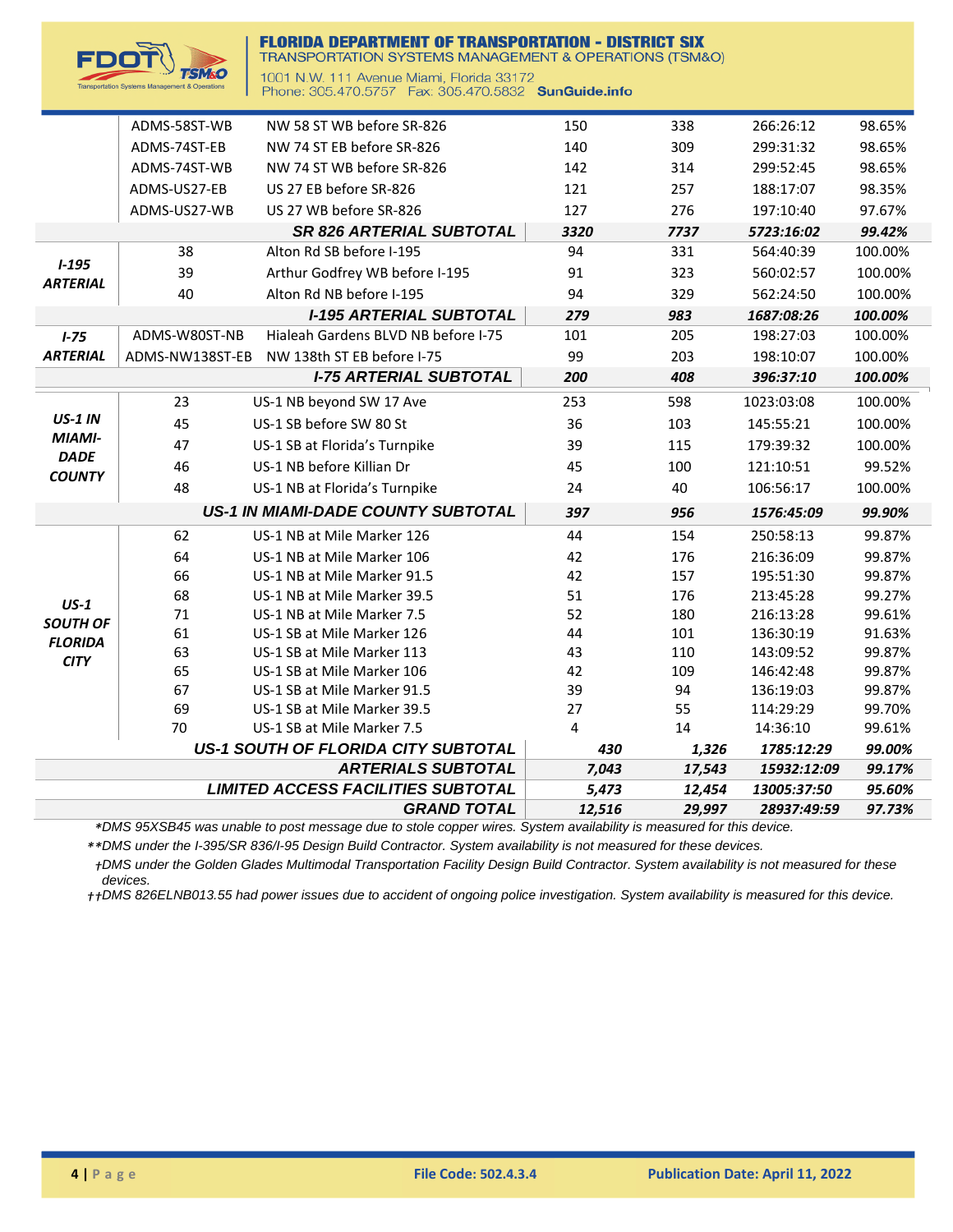| | | | | | | |
|---|---|---|---|---|---|---|
| | ADMS-58ST-WB | NW 58 ST WB before SR-826 | 150 | 338 | 266:26:12 | 98.65% |
| | ADMS-74ST-EB | NW 74 ST EB before SR-826 | 140 | 309 | 299:31:32 | 98.65% |
| | ADMS-74ST-WB | NW 74 ST WB before SR-826 | 142 | 314 | 299:52:45 | 98.65% |
| | ADMS-US27-EB | US 27 EB before SR-826 | 121 | 257 | 188:17:07 | 98.35% |
| | ADMS-US27-WB | US 27 WB before SR-826 | 127 | 276 | 197:10:40 | 97.67% |
| | | ***SR 826 ARTERIAL SUBTOTAL*** | ***3320*** | ***7737*** | ***5723:16:02*** | ***99.42%*** |
| ***I-195 ARTERIAL*** | 38 | Alton Rd SB before I-195 | 94 | 331 | 564:40:39 | 100.00% |
| | 39 | Arthur Godfrey WB before I-195 | 91 | 323 | 560:02:57 | 100.00% |
| | 40 | Alton Rd NB before I-195 | 94 | 329 | 562:24:50 | 100.00% |
| | | ***I-195 ARTERIAL SUBTOTAL*** | ***279*** | ***983*** | ***1687:08:26*** | ***100.00%*** |
| ***I-75 ARTERIAL*** | ADMS-W80ST-NB | Hialeah Gardens BLVD NB before I-75 | 101 | 205 | 198:27:03 | 100.00% |
| | ADMS-NW138ST-EB | NW 138th ST EB before I-75 | 99 | 203 | 198:10:07 | 100.00% |
| | | ***I-75 ARTERIAL SUBTOTAL*** | ***200*** | ***408*** | ***396:37:10*** | ***100.00%*** |
| ***US-1 IN MIAMI-DADE COUNTY*** | 23 | US-1 NB beyond SW 17 Ave | 253 | 598 | 1023:03:08 | 100.00% |
| | 45 | US-1 SB before SW 80 St | 36 | 103 | 145:55:21 | 100.00% |
| | 47 | US-1 SB at Florida's Turnpike | 39 | 115 | 179:39:32 | 100.00% |
| | 46 | US-1 NB before Killian Dr | 45 | 100 | 121:10:51 | 99.52% |
| | 48 | US-1 NB at Florida's Turnpike | 24 | 40 | 106:56:17 | 100.00% |
| | | ***US-1 IN MIAMI-DADE COUNTY SUBTOTAL*** | ***397*** | ***956*** | ***1576:45:09*** | ***99.90%*** |
| ***US-1 SOUTH OF FLORIDA CITY*** | 62 | US-1 NB at Mile Marker 126 | 44 | 154 | 250:58:13 | 99.87% |
| | 64 | US-1 NB at Mile Marker 106 | 42 | 176 | 216:36:09 | 99.87% |
| | 66 | US-1 NB at Mile Marker 91.5 | 42 | 157 | 195:51:30 | 99.87% |
| | 68 | US-1 NB at Mile Marker 39.5 | 51 | 176 | 213:45:28 | 99.27% |
| | 71 | US-1 NB at Mile Marker 7.5 | 52 | 180 | 216:13:28 | 99.61% |
| | 61 | US-1 SB at Mile Marker 126 | 44 | 101 | 136:30:19 | 91.63% |
| | 63 | US-1 SB at Mile Marker 113 | 43 | 110 | 143:09:52 | 99.87% |
| | 65 | US-1 SB at Mile Marker 106 | 42 | 109 | 146:42:48 | 99.87% |
| | 67 | US-1 SB at Mile Marker 91.5 | 39 | 94 | 136:19:03 | 99.87% |
| | 69 | US-1 SB at Mile Marker 39.5 | 27 | 55 | 114:29:29 | 99.70% |
| | 70 | US-1 SB at Mile Marker 7.5 | 4 | 14 | 14:36:10 | 99.61% |
| | | ***US-1 SOUTH OF FLORIDA CITY SUBTOTAL*** | ***430*** | ***1,326*** | ***1785:12:29*** | ***99.00%*** |
| | | ***ARTERIALS SUBTOTAL*** | ***7,043*** | ***17,543*** | ***15932:12:09*** | ***99.17%*** |
| | | ***LIMITED ACCESS FACILITIES SUBTOTAL*** | ***5,473*** | ***12,454*** | ***13005:37:50*** | ***95.60%*** |
| | | ***GRAND TOTAL*** | ***12,516*** | ***29,997*** | ***28937:49:59*** | ***97.73%*** |

*\*DMS 95XSB45 was unable to post message due to stole copper wires. System availability is measured for this device.*

*\*\*DMS under the I-395/SR 836/I-95 Design Build Contractor. System availability is not measured for these devices.*

*†DMS under the Golden Glades Multimodal Transportation Facility Design Build Contractor. System availability is not measured for these devices.*

*††DMS 826ELNB013.55 had power issues due to accident of ongoing police investigation. System availability is measured for this device.*